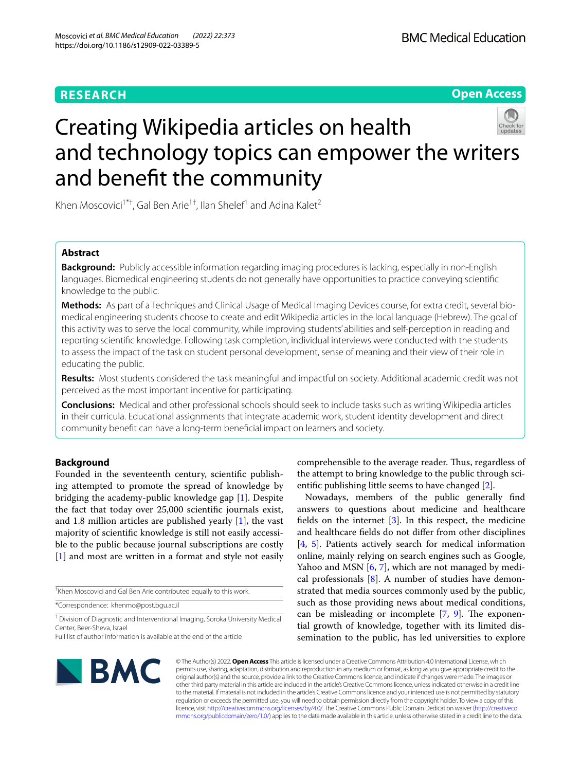RESEARCH

Open Access

# Creating Wikipedia articles on health and technology topics can empower the writers and benefit the community

Khen Moscovici[1*†], Gal Ben Arie[1†], Ilan Shelef[1] and Adina Kalet[2]

## Abstract

**Background:** Publicly accessible information regarding imaging procedures is lacking, especially in non-English languages. Biomedical engineering students do not generally have opportunities to practice conveying scientific knowledge to the public.

**Methods:** As part of a Techniques and Clinical Usage of Medical Imaging Devices course, for extra credit, several biomedical engineering students choose to create and edit Wikipedia articles in the local language (Hebrew). The goal of this activity was to serve the local community, while improving students' abilities and self-perception in reading and reporting scientific knowledge. Following task completion, individual interviews were conducted with the students to assess the impact of the task on student personal development, sense of meaning and their view of their role in educating the public.

**Results:** Most students considered the task meaningful and impactful on society. Additional academic credit was not perceived as the most important incentive for participating.

**Conclusions:** Medical and other professional schools should seek to include tasks such as writing Wikipedia articles in their curricula. Educational assignments that integrate academic work, student identity development and direct community benefit can have a long-term beneficial impact on learners and society.

## Background

Founded in the seventeenth century, scientific publishing attempted to promote the spread of knowledge by bridging the academy-public knowledge gap [1]. Despite the fact that today over 25,000 scientific journals exist, and 1.8 million articles are published yearly [1], the vast majority of scientific knowledge is still not easily accessible to the public because journal subscriptions are costly [1] and most are written in a format and style not easily comprehensible to the average reader. Thus, regardless of the attempt to bring knowledge to the public through scientific publishing little seems to have changed [2].

Nowadays, members of the public generally find answers to questions about medicine and healthcare fields on the internet [3]. In this respect, the medicine and healthcare fields do not differ from other disciplines [4, 5]. Patients actively search for medical information online, mainly relying on search engines such as Google, Yahoo and MSN [6, 7], which are not managed by medical professionals [8]. A number of studies have demonstrated that media sources commonly used by the public, such as those providing news about medical conditions, can be misleading or incomplete [7, 9]. The exponential growth of knowledge, together with its limited dissemination to the public, has led universities to explore

†Khen Moscovici and Gal Ben Arie contributed equally to this work.

*Correspondence: khenmo@post.bgu.ac.il

[1] Division of Diagnostic and Interventional Imaging, Soroka University Medical Center, Beer-Sheva, Israel

Full list of author information is available at the end of the article

© The Author(s) 2022. **Open Access** This article is licensed under a Creative Commons Attribution 4.0 International License, which permits use, sharing, adaptation, distribution and reproduction in any medium or format, as long as you give appropriate credit to the original author(s) and the source, provide a link to the Creative Commons licence, and indicate if changes were made. The images or other third party material in this article are included in the article's Creative Commons licence, unless indicated otherwise in a credit line to the material. If material is not included in the article's Creative Commons licence and your intended use is not permitted by statutory regulation or exceeds the permitted use, you will need to obtain permission directly from the copyright holder. To view a copy of this licence, visit http://creativecommons.org/licenses/by/4.0/. The Creative Commons Public Domain Dedication waiver (http://creativecommons.org/publicdomain/zero/1.0/) applies to the data made available in this article, unless otherwise stated in a credit line to the data.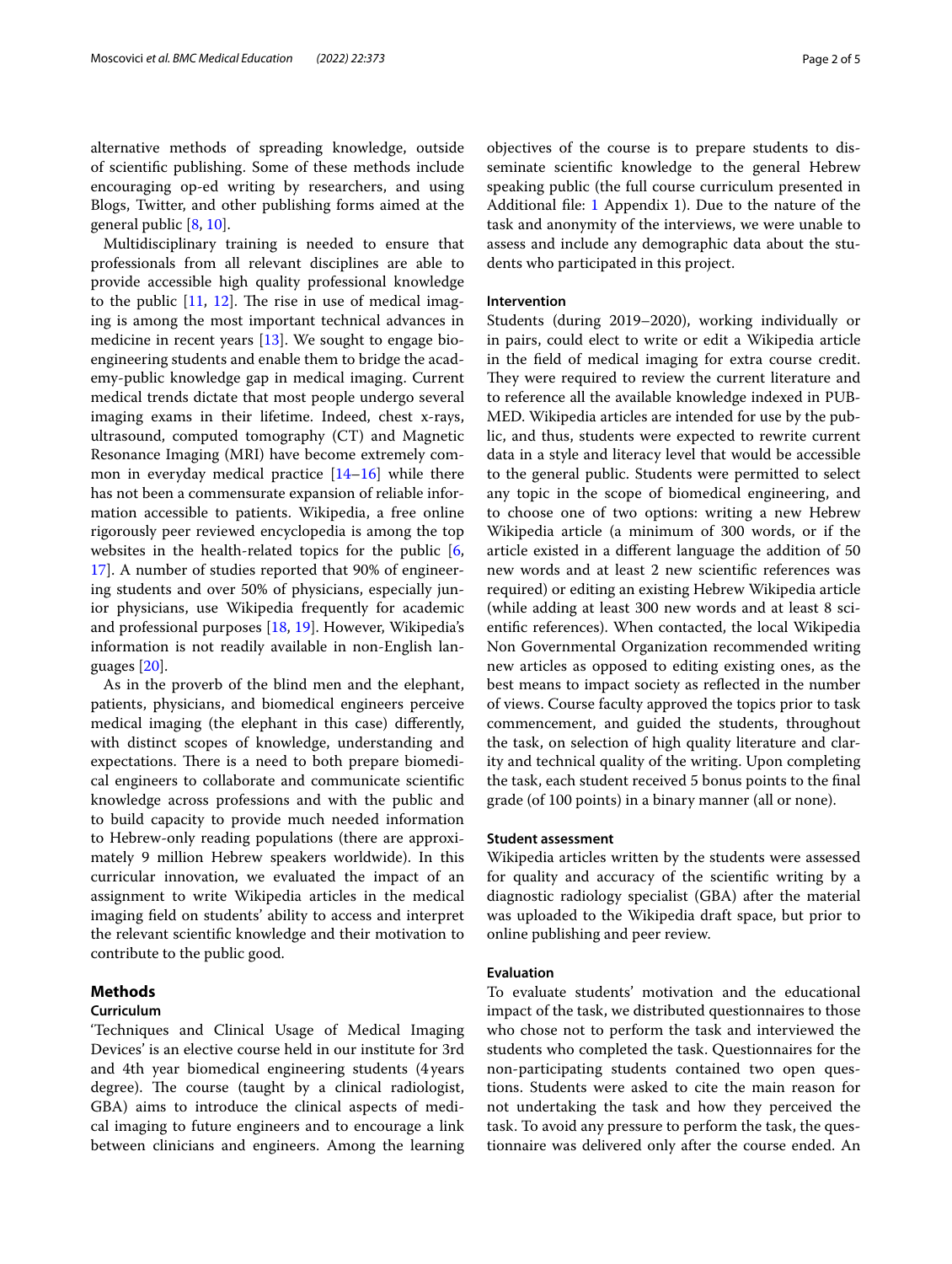alternative methods of spreading knowledge, outside of scientific publishing. Some of these methods include encouraging op-ed writing by researchers, and using Blogs, Twitter, and other publishing forms aimed at the general public [8, 10].

Multidisciplinary training is needed to ensure that professionals from all relevant disciplines are able to provide accessible high quality professional knowledge to the public [11, 12]. The rise in use of medical imaging is among the most important technical advances in medicine in recent years [13]. We sought to engage bioengineering students and enable them to bridge the academy-public knowledge gap in medical imaging. Current medical trends dictate that most people undergo several imaging exams in their lifetime. Indeed, chest x-rays, ultrasound, computed tomography (CT) and Magnetic Resonance Imaging (MRI) have become extremely common in everyday medical practice [14–16] while there has not been a commensurate expansion of reliable information accessible to patients. Wikipedia, a free online rigorously peer reviewed encyclopedia is among the top websites in the health-related topics for the public [6, 17]. A number of studies reported that 90% of engineering students and over 50% of physicians, especially junior physicians, use Wikipedia frequently for academic and professional purposes [18, 19]. However, Wikipedia's information is not readily available in non-English languages [20].

As in the proverb of the blind men and the elephant, patients, physicians, and biomedical engineers perceive medical imaging (the elephant in this case) differently, with distinct scopes of knowledge, understanding and expectations. There is a need to both prepare biomedical engineers to collaborate and communicate scientific knowledge across professions and with the public and to build capacity to provide much needed information to Hebrew-only reading populations (there are approximately 9 million Hebrew speakers worldwide). In this curricular innovation, we evaluated the impact of an assignment to write Wikipedia articles in the medical imaging field on students' ability to access and interpret the relevant scientific knowledge and their motivation to contribute to the public good.

## Methods

### Curriculum

'Techniques and Clinical Usage of Medical Imaging Devices' is an elective course held in our institute for 3rd and 4th year biomedical engineering students (4 years degree). The course (taught by a clinical radiologist, GBA) aims to introduce the clinical aspects of medical imaging to future engineers and to encourage a link between clinicians and engineers. Among the learning objectives of the course is to prepare students to disseminate scientific knowledge to the general Hebrew speaking public (the full course curriculum presented in Additional file: 1 Appendix 1). Due to the nature of the task and anonymity of the interviews, we were unable to assess and include any demographic data about the students who participated in this project.

### Intervention

Students (during 2019–2020), working individually or in pairs, could elect to write or edit a Wikipedia article in the field of medical imaging for extra course credit. They were required to review the current literature and to reference all the available knowledge indexed in PUBMED. Wikipedia articles are intended for use by the public, and thus, students were expected to rewrite current data in a style and literacy level that would be accessible to the general public. Students were permitted to select any topic in the scope of biomedical engineering, and to choose one of two options: writing a new Hebrew Wikipedia article (a minimum of 300 words, or if the article existed in a different language the addition of 50 new words and at least 2 new scientific references was required) or editing an existing Hebrew Wikipedia article (while adding at least 300 new words and at least 8 scientific references). When contacted, the local Wikipedia Non Governmental Organization recommended writing new articles as opposed to editing existing ones, as the best means to impact society as reflected in the number of views. Course faculty approved the topics prior to task commencement, and guided the students, throughout the task, on selection of high quality literature and clarity and technical quality of the writing. Upon completing the task, each student received 5 bonus points to the final grade (of 100 points) in a binary manner (all or none).

### Student assessment

Wikipedia articles written by the students were assessed for quality and accuracy of the scientific writing by a diagnostic radiology specialist (GBA) after the material was uploaded to the Wikipedia draft space, but prior to online publishing and peer review.

### Evaluation

To evaluate students' motivation and the educational impact of the task, we distributed questionnaires to those who chose not to perform the task and interviewed the students who completed the task. Questionnaires for the non-participating students contained two open questions. Students were asked to cite the main reason for not undertaking the task and how they perceived the task. To avoid any pressure to perform the task, the questionnaire was delivered only after the course ended. An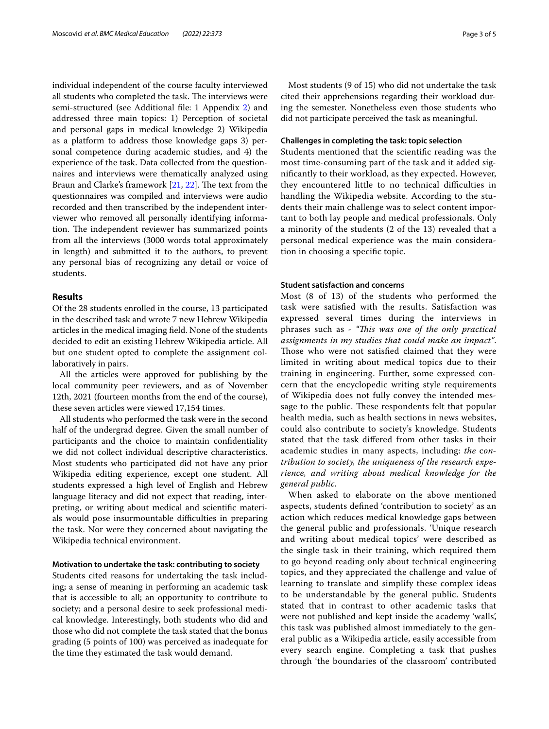individual independent of the course faculty interviewed all students who completed the task. The interviews were semi-structured (see Additional file: 1 Appendix 2) and addressed three main topics: 1) Perception of societal and personal gaps in medical knowledge 2) Wikipedia as a platform to address those knowledge gaps 3) personal competence during academic studies, and 4) the experience of the task. Data collected from the questionnaires and interviews were thematically analyzed using Braun and Clarke's framework [21, 22]. The text from the questionnaires was compiled and interviews were audio recorded and then transcribed by the independent interviewer who removed all personally identifying information. The independent reviewer has summarized points from all the interviews (3000 words total approximately in length) and submitted it to the authors, to prevent any personal bias of recognizing any detail or voice of students.

## Results

Of the 28 students enrolled in the course, 13 participated in the described task and wrote 7 new Hebrew Wikipedia articles in the medical imaging field. None of the students decided to edit an existing Hebrew Wikipedia article. All but one student opted to complete the assignment collaboratively in pairs.

All the articles were approved for publishing by the local community peer reviewers, and as of November 12th, 2021 (fourteen months from the end of the course), these seven articles were viewed 17,154 times.

All students who performed the task were in the second half of the undergrad degree. Given the small number of participants and the choice to maintain confidentiality we did not collect individual descriptive characteristics. Most students who participated did not have any prior Wikipedia editing experience, except one student. All students expressed a high level of English and Hebrew language literacy and did not expect that reading, interpreting, or writing about medical and scientific materials would pose insurmountable difficulties in preparing the task. Nor were they concerned about navigating the Wikipedia technical environment.

### Motivation to undertake the task: contributing to society

Students cited reasons for undertaking the task including; a sense of meaning in performing an academic task that is accessible to all; an opportunity to contribute to society; and a personal desire to seek professional medical knowledge. Interestingly, both students who did and those who did not complete the task stated that the bonus grading (5 points of 100) was perceived as inadequate for the time they estimated the task would demand.

Most students (9 of 15) who did not undertake the task cited their apprehensions regarding their workload during the semester. Nonetheless even those students who did not participate perceived the task as meaningful.

### Challenges in completing the task: topic selection

Students mentioned that the scientific reading was the most time-consuming part of the task and it added significantly to their workload, as they expected. However, they encountered little to no technical difficulties in handling the Wikipedia website. According to the students their main challenge was to select content important to both lay people and medical professionals. Only a minority of the students (2 of the 13) revealed that a personal medical experience was the main consideration in choosing a specific topic.

### Student satisfaction and concerns

Most (8 of 13) of the students who performed the task were satisfied with the results. Satisfaction was expressed several times during the interviews in phrases such as - *"This was one of the only practical assignments in my studies that could make an impact"*. Those who were not satisfied claimed that they were limited in writing about medical topics due to their training in engineering. Further, some expressed concern that the encyclopedic writing style requirements of Wikipedia does not fully convey the intended message to the public. These respondents felt that popular health media, such as health sections in news websites, could also contribute to society's knowledge. Students stated that the task differed from other tasks in their academic studies in many aspects, including: *the contribution to society, the uniqueness of the research experience, and writing about medical knowledge for the general public.*

When asked to elaborate on the above mentioned aspects, students defined 'contribution to society' as an action which reduces medical knowledge gaps between the general public and professionals. 'Unique research and writing about medical topics' were described as the single task in their training, which required them to go beyond reading only about technical engineering topics, and they appreciated the challenge and value of learning to translate and simplify these complex ideas to be understandable by the general public. Students stated that in contrast to other academic tasks that were not published and kept inside the academy 'walls', this task was published almost immediately to the general public as a Wikipedia article, easily accessible from every search engine. Completing a task that pushes through 'the boundaries of the classroom' contributed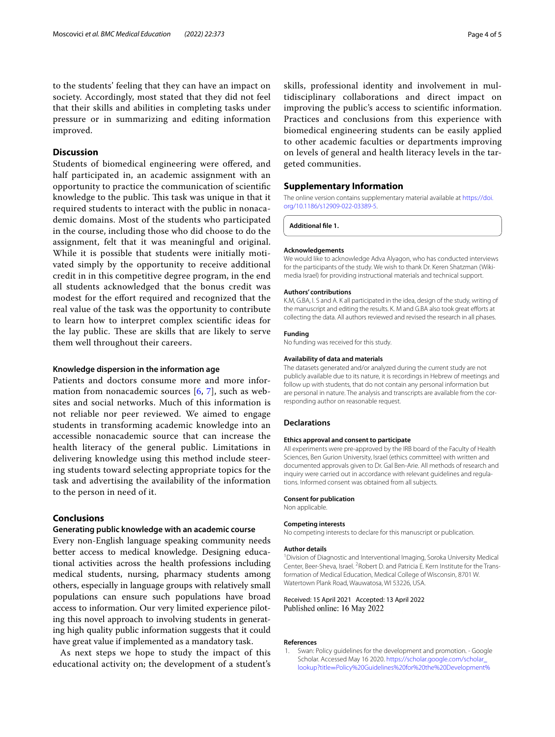to the students' feeling that they can have an impact on society. Accordingly, most stated that they did not feel that their skills and abilities in completing tasks under pressure or in summarizing and editing information improved.

## Discussion

Students of biomedical engineering were offered, and half participated in, an academic assignment with an opportunity to practice the communication of scientific knowledge to the public. This task was unique in that it required students to interact with the public in nonacademic domains. Most of the students who participated in the course, including those who did choose to do the assignment, felt that it was meaningful and original. While it is possible that students were initially motivated simply by the opportunity to receive additional credit in in this competitive degree program, in the end all students acknowledged that the bonus credit was modest for the effort required and recognized that the real value of the task was the opportunity to contribute to learn how to interpret complex scientific ideas for the lay public. These are skills that are likely to serve them well throughout their careers.

### Knowledge dispersion in the information age

Patients and doctors consume more and more information from nonacademic sources [6, 7], such as websites and social networks. Much of this information is not reliable nor peer reviewed. We aimed to engage students in transforming academic knowledge into an accessible nonacademic source that can increase the health literacy of the general public. Limitations in delivering knowledge using this method include steering students toward selecting appropriate topics for the task and advertising the availability of the information to the person in need of it.

## Conclusions

### Generating public knowledge with an academic course

Every non-English language speaking community needs better access to medical knowledge. Designing educational activities across the health professions including medical students, nursing, pharmacy students among others, especially in language groups with relatively small populations can ensure such populations have broad access to information. Our very limited experience piloting this novel approach to involving students in generating high quality public information suggests that it could have great value if implemented as a mandatory task.

As next steps we hope to study the impact of this educational activity on; the development of a student's skills, professional identity and involvement in multidisciplinary collaborations and direct impact on improving the public's access to scientific information. Practices and conclusions from this experience with biomedical engineering students can be easily applied to other academic faculties or departments improving on levels of general and health literacy levels in the targeted communities.

## Supplementary Information

The online version contains supplementary material available at https://doi.org/10.1186/s12909-022-03389-5.

**Additional file 1.**

#### Acknowledgements

We would like to acknowledge Adva Alyagon, who has conducted interviews for the participants of the study. We wish to thank Dr. Keren Shatzman (Wikimedia Israel) for providing instructional materials and technical support.

#### Authors' contributions

K.M, G.BA, I. S and A. K all participated in the idea, design of the study, writing of the manuscript and editing the results. K. M and G.BA also took great efforts at collecting the data. All authors reviewed and revised the research in all phases.

#### Funding

No funding was received for this study.

#### Availability of data and materials

The datasets generated and/or analyzed during the current study are not publicly available due to its nature, it is recordings in Hebrew of meetings and follow up with students, that do not contain any personal information but are personal in nature. The analysis and transcripts are available from the corresponding author on reasonable request.

## Declarations

#### Ethics approval and consent to participate

All experiments were pre-approved by the IRB board of the Faculty of Health Sciences, Ben Gurion University, Israel (ethics committee) with written and documented approvals given to Dr. Gal Ben-Arie. All methods of research and inquiry were carried out in accordance with relevant guidelines and regulations. Informed consent was obtained from all subjects.

#### Consent for publication

Non applicable.

#### Competing interests

No competing interests to declare for this manuscript or publication.

#### Author details

[1]Division of Diagnostic and Interventional Imaging, Soroka University Medical Center, Beer-Sheva, Israel. [2]Robert D. and Patricia E. Kern Institute for the Transformation of Medical Education, Medical College of Wisconsin, 8701 W. Watertown Plank Road, Wauwatosa, WI 53226, USA.

Received: 15 April 2021 Accepted: 13 April 2022
Published online: 16 May 2022

#### References

1. Swan: Policy guidelines for the development and promotion. - Google Scholar. Accessed May 16 2020. https://scholar.google.com/scholar_lookup?title=Policy%20Guidelines%20for%20the%20Development%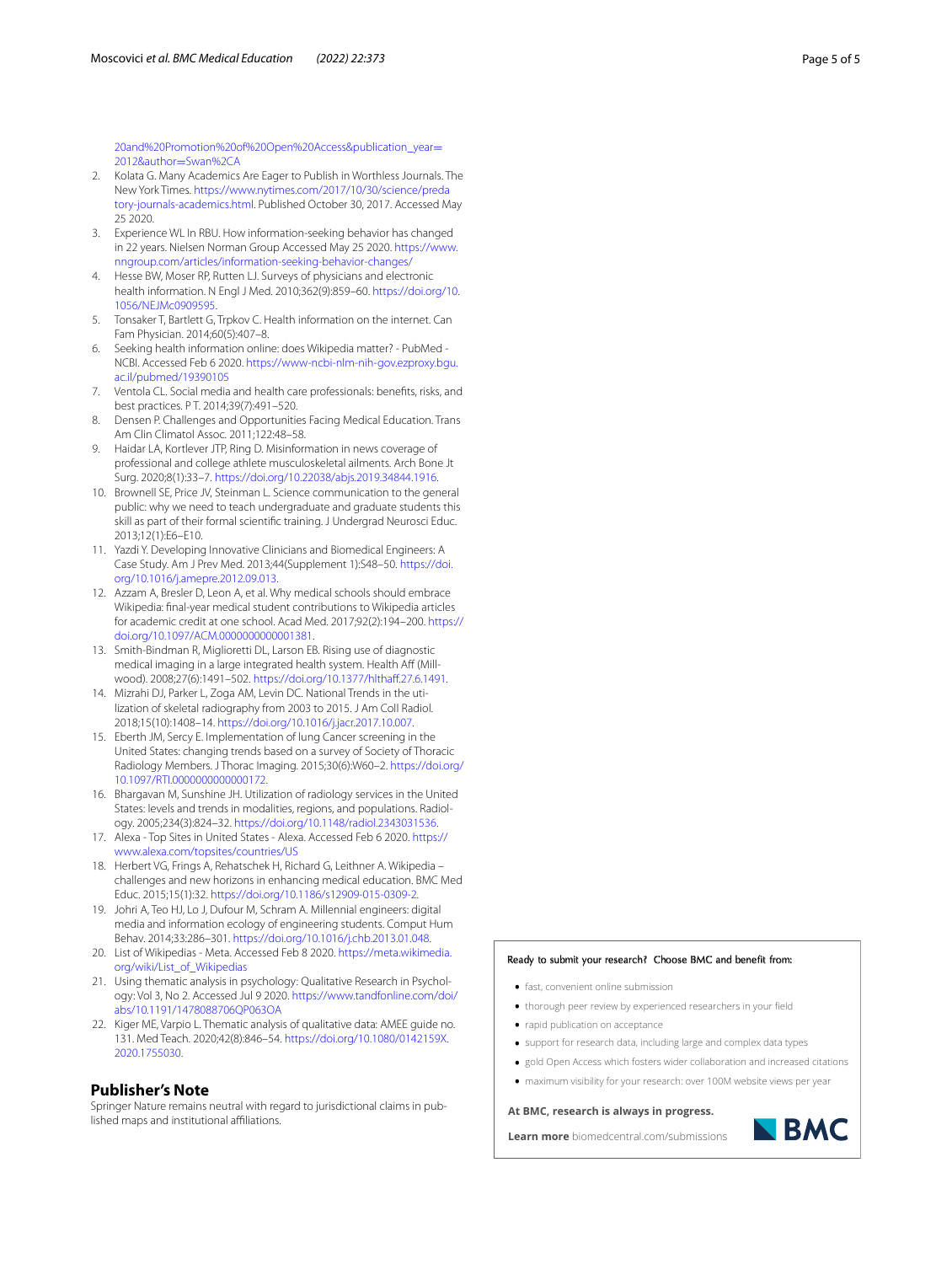20and%20Promotion%20of%20Open%20Access&publication_year=2012&author=Swan%2CA

2. Kolata G. Many Academics Are Eager to Publish in Worthless Journals. The New York Times. https://www.nytimes.com/2017/10/30/science/predatory-journals-academics.html. Published October 30, 2017. Accessed May 25 2020.
3. Experience WL In RBU. How information-seeking behavior has changed in 22 years. Nielsen Norman Group Accessed May 25 2020. https://www.nngroup.com/articles/information-seeking-behavior-changes/
4. Hesse BW, Moser RP, Rutten LJ. Surveys of physicians and electronic health information. N Engl J Med. 2010;362(9):859–60. https://doi.org/10.1056/NEJMc0909595.
5. Tonsaker T, Bartlett G, Trpkov C. Health information on the internet. Can Fam Physician. 2014;60(5):407–8.
6. Seeking health information online: does Wikipedia matter? - PubMed - NCBI. Accessed Feb 6 2020. https://www-ncbi-nlm-nih-gov.ezproxy.bgu.ac.il/pubmed/19390105
7. Ventola CL. Social media and health care professionals: benefits, risks, and best practices. P T. 2014;39(7):491–520.
8. Densen P. Challenges and Opportunities Facing Medical Education. Trans Am Clin Climatol Assoc. 2011;122:48–58.
9. Haidar LA, Kortlever JTP, Ring D. Misinformation in news coverage of professional and college athlete musculoskeletal ailments. Arch Bone Jt Surg. 2020;8(1):33–7. https://doi.org/10.22038/abjs.2019.34844.1916.
10. Brownell SE, Price JV, Steinman L. Science communication to the general public: why we need to teach undergraduate and graduate students this skill as part of their formal scientific training. J Undergrad Neurosci Educ. 2013;12(1):E6–E10.
11. Yazdi Y. Developing Innovative Clinicians and Biomedical Engineers: A Case Study. Am J Prev Med. 2013;44(Supplement 1):S48–50. https://doi.org/10.1016/j.amepre.2012.09.013.
12. Azzam A, Bresler D, Leon A, et al. Why medical schools should embrace Wikipedia: final-year medical student contributions to Wikipedia articles for academic credit at one school. Acad Med. 2017;92(2):194–200. https://doi.org/10.1097/ACM.0000000000001381.
13. Smith-Bindman R, Miglioretti DL, Larson EB. Rising use of diagnostic medical imaging in a large integrated health system. Health Aff (Millwood). 2008;27(6):1491–502. https://doi.org/10.1377/hlthaff.27.6.1491.
14. Mizrahi DJ, Parker L, Zoga AM, Levin DC. National Trends in the utilization of skeletal radiography from 2003 to 2015. J Am Coll Radiol. 2018;15(10):1408–14. https://doi.org/10.1016/j.jacr.2017.10.007.
15. Eberth JM, Sercy E. Implementation of lung Cancer screening in the United States: changing trends based on a survey of Society of Thoracic Radiology Members. J Thorac Imaging. 2015;30(6):W60–2. https://doi.org/10.1097/RTI.0000000000000172.
16. Bhargavan M, Sunshine JH. Utilization of radiology services in the United States: levels and trends in modalities, regions, and populations. Radiology. 2005;234(3):824–32. https://doi.org/10.1148/radiol.2343031536.
17. Alexa - Top Sites in United States - Alexa. Accessed Feb 6 2020. https://www.alexa.com/topsites/countries/US
18. Herbert VG, Frings A, Rehatschek H, Richard G, Leithner A. Wikipedia – challenges and new horizons in enhancing medical education. BMC Med Educ. 2015;15(1):32. https://doi.org/10.1186/s12909-015-0309-2.
19. Johri A, Teo HJ, Lo J, Dufour M, Schram A. Millennial engineers: digital media and information ecology of engineering students. Comput Hum Behav. 2014;33:286–301. https://doi.org/10.1016/j.chb.2013.01.048.
20. List of Wikipedias - Meta. Accessed Feb 8 2020. https://meta.wikimedia.org/wiki/List_of_Wikipedias
21. Using thematic analysis in psychology: Qualitative Research in Psychology: Vol 3, No 2. Accessed Jul 9 2020. https://www.tandfonline.com/doi/abs/10.1191/1478088706QP063OA
22. Kiger ME, Varpio L. Thematic analysis of qualitative data: AMEE guide no. 131. Med Teach. 2020;42(8):846–54. https://doi.org/10.1080/0142159X.2020.1755030.

## Publisher's Note

Springer Nature remains neutral with regard to jurisdictional claims in published maps and institutional affiliations.

Ready to submit your research? Choose BMC and benefit from:

- fast, convenient online submission
- thorough peer review by experienced researchers in your field
- rapid publication on acceptance
- support for research data, including large and complex data types
- gold Open Access which fosters wider collaboration and increased citations
- maximum visibility for your research: over 100M website views per year

**At BMC, research is always in progress.**

**Learn more** biomedcentral.com/submissions

BMC